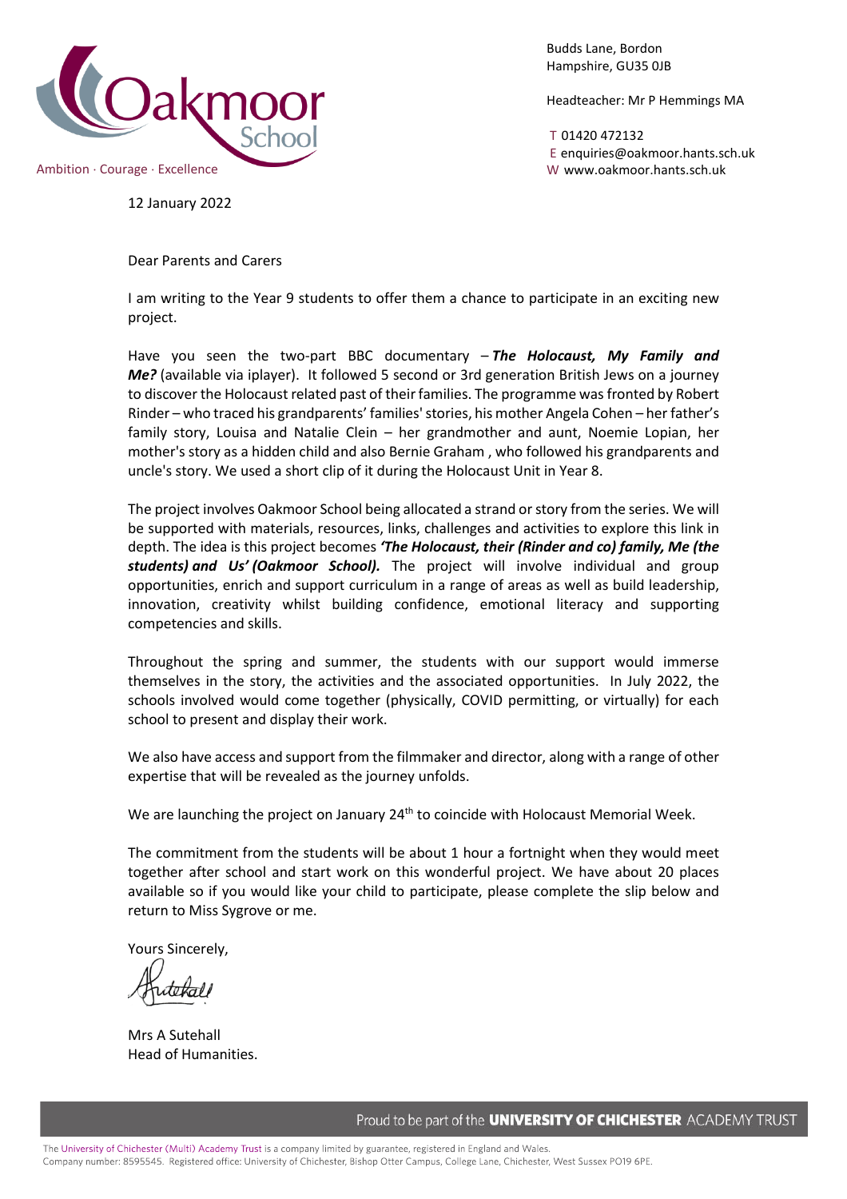Oakmoor School

Ambition · Courage · Excellence

Budds Lane, Bordon
Hampshire, GU35 0JB

Headteacher: Mr P Hemmings MA

T 01420 472132
E enquiries@oakmoor.hants.sch.uk
W www.oakmoor.hants.sch.uk

12 January 2022

Dear Parents and Carers

I am writing to the Year 9 students to offer them a chance to participate in an exciting new project.

Have you seen the two-part BBC documentary – ***The Holocaust, My Family and Me?*** (available via iplayer). It followed 5 second or 3rd generation British Jews on a journey to discover the Holocaust related past of their families. The programme was fronted by Robert Rinder – who traced his grandparents' families' stories, his mother Angela Cohen – her father's family story, Louisa and Natalie Clein – her grandmother and aunt, Noemie Lopian, her mother's story as a hidden child and also Bernie Graham , who followed his grandparents and uncle's story. We used a short clip of it during the Holocaust Unit in Year 8.

The project involves Oakmoor School being allocated a strand or story from the series. We will be supported with materials, resources, links, challenges and activities to explore this link in depth. The idea is this project becomes ***'The Holocaust, their (Rinder and co) family, Me (the students) and Us' (Oakmoor School).*** The project will involve individual and group opportunities, enrich and support curriculum in a range of areas as well as build leadership, innovation, creativity whilst building confidence, emotional literacy and supporting competencies and skills.

Throughout the spring and summer, the students with our support would immerse themselves in the story, the activities and the associated opportunities. In July 2022, the schools involved would come together (physically, COVID permitting, or virtually) for each school to present and display their work.

We also have access and support from the filmmaker and director, along with a range of other expertise that will be revealed as the journey unfolds.

We are launching the project on January 24th to coincide with Holocaust Memorial Week.

The commitment from the students will be about 1 hour a fortnight when they would meet together after school and start work on this wonderful project. We have about 20 places available so if you would like your child to participate, please complete the slip below and return to Miss Sygrove or me.

Yours Sincerely,

Mrs A Sutehall
Head of Humanities.

Proud to be part of the **UNIVERSITY OF CHICHESTER** ACADEMY TRUST

The University of Chichester (Multi) Academy Trust is a company limited by guarantee, registered in England and Wales.
Company number: 8595545. Registered office: University of Chichester, Bishop Otter Campus, College Lane, Chichester, West Sussex PO19 6PE.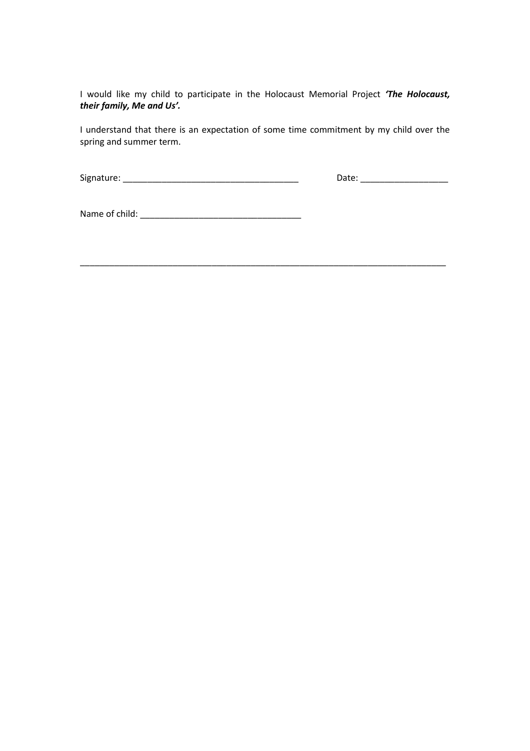I would like my child to participate in the Holocaust Memorial Project ***'The Holocaust, their family, Me and Us'.***

I understand that there is an expectation of some time commitment by my child over the spring and summer term.

Signature: ___________________________________ Date: _________________

Name of child: _________________________________

_____________________________________________________________________________